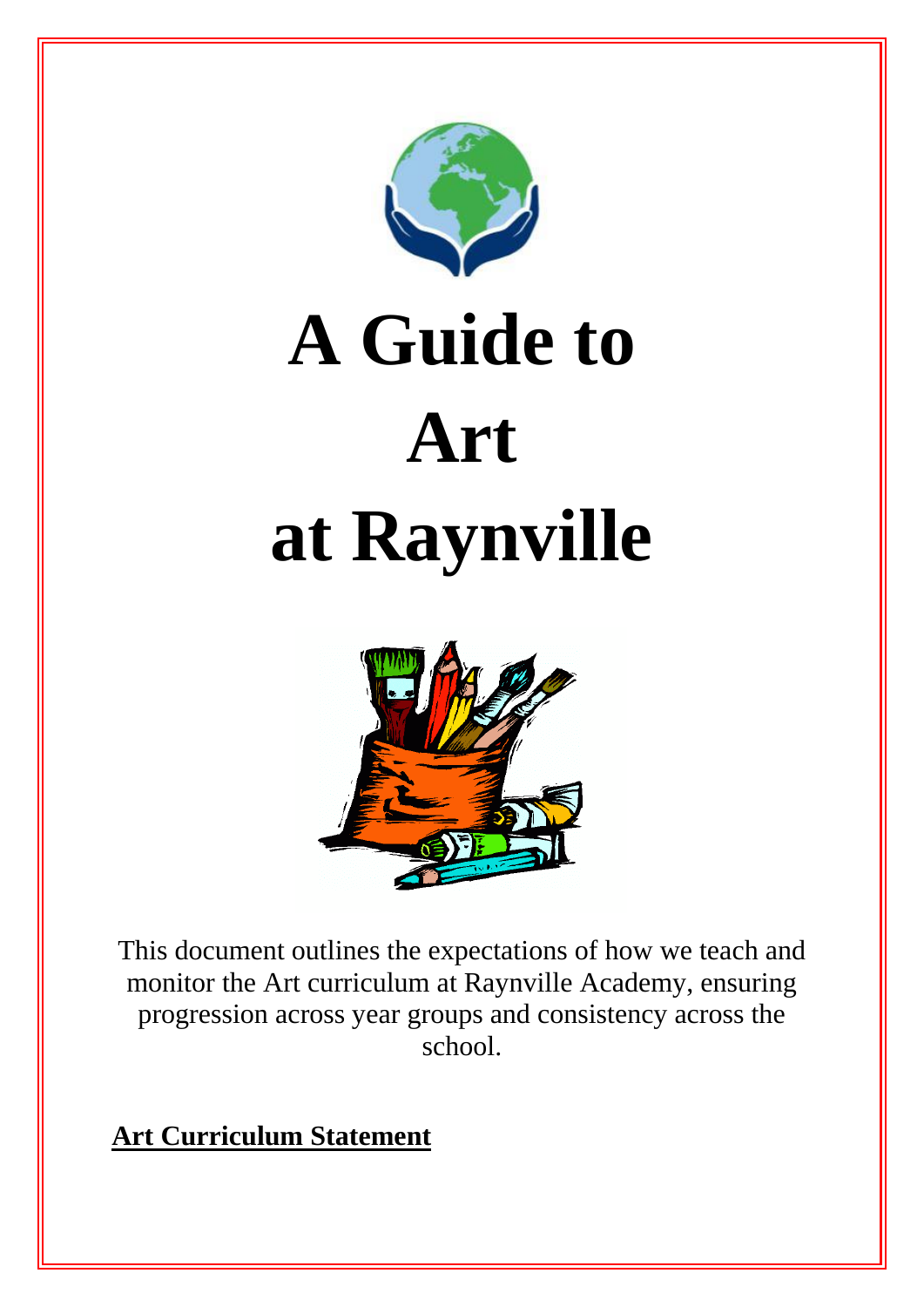# A Guide to Art at Raynville

This document outlines the expectations of how we teach and monitor the Art curriculum at Raynville Academy, ensuring progression across year groups and consistency across the school.

**Art Curriculum Statement**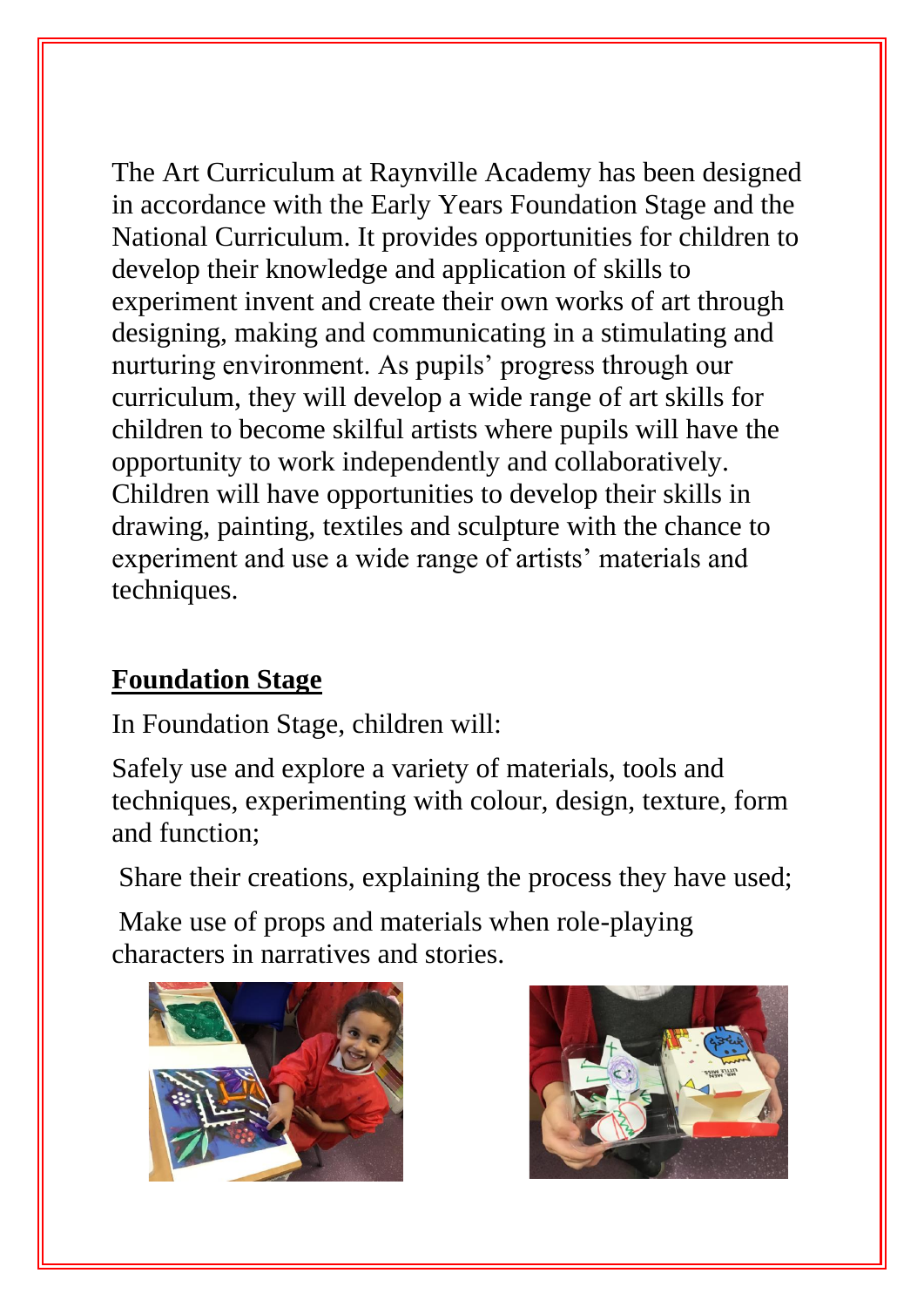The Art Curriculum at Raynville Academy has been designed in accordance with the Early Years Foundation Stage and the National Curriculum. It provides opportunities for children to develop their knowledge and application of skills to experiment invent and create their own works of art through designing, making and communicating in a stimulating and nurturing environment. As pupils' progress through our curriculum, they will develop a wide range of art skills for children to become skilful artists where pupils will have the opportunity to work independently and collaboratively. Children will have opportunities to develop their skills in drawing, painting, textiles and sculpture with the chance to experiment and use a wide range of artists' materials and techniques.

## **Foundation Stage**

In Foundation Stage, children will:

Safely use and explore a variety of materials, tools and techniques, experimenting with colour, design, texture, form and function;

Share their creations, explaining the process they have used;

Make use of props and materials when role-playing characters in narratives and stories.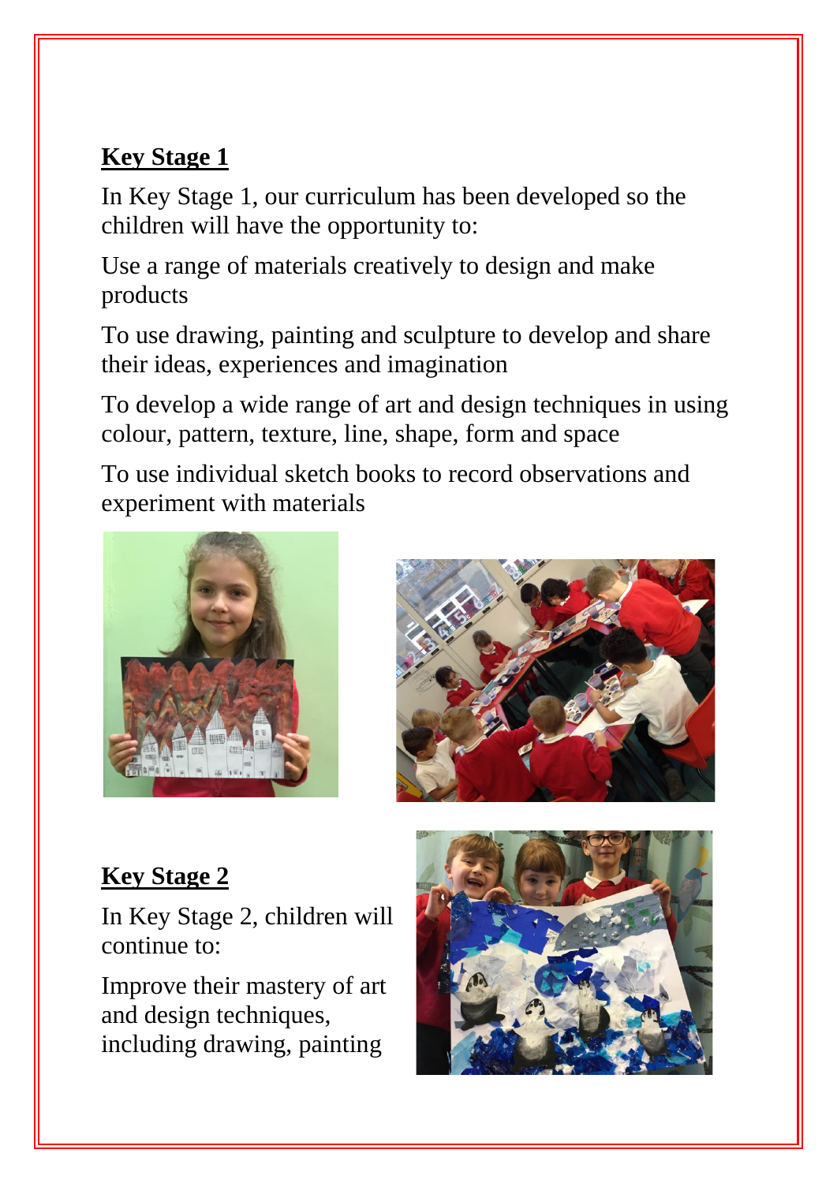## Key Stage 1

In Key Stage 1, our curriculum has been developed so the children will have the opportunity to:

Use a range of materials creatively to design and make products

To use drawing, painting and sculpture to develop and share their ideas, experiences and imagination

To develop a wide range of art and design techniques in using colour, pattern, texture, line, shape, form and space

To use individual sketch books to record observations and experiment with materials

## Key Stage 2

In Key Stage 2, children will continue to:

Improve their mastery of art and design techniques, including drawing, painting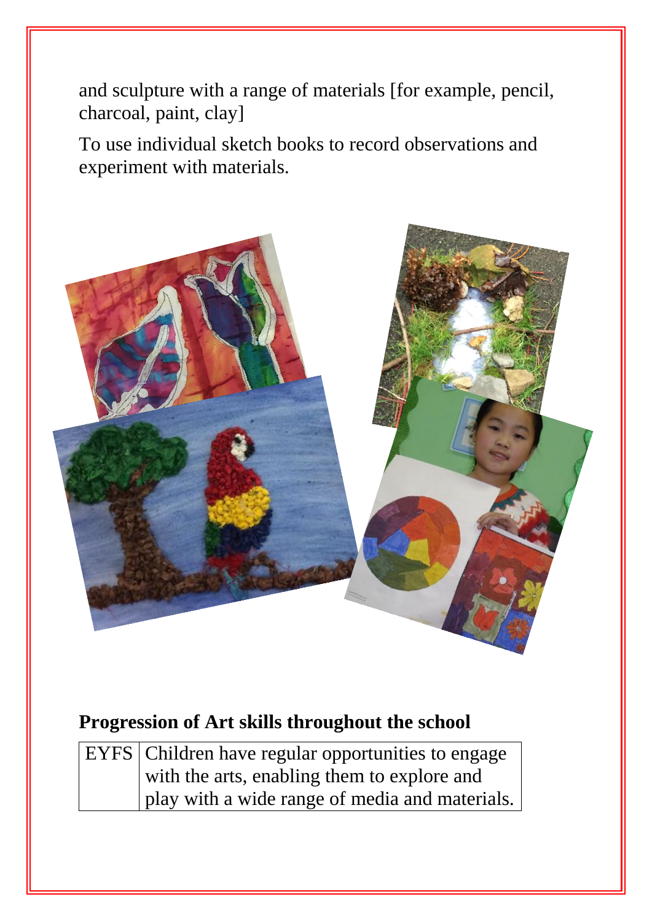and sculpture with a range of materials [for example, pencil, charcoal, paint, clay]

To use individual sketch books to record observations and experiment with materials.

**Progression of Art skills throughout the school**

| EYFS | Children have regular opportunities to engage with the arts, enabling them to explore and play with a wide range of media and materials. |
|---|---|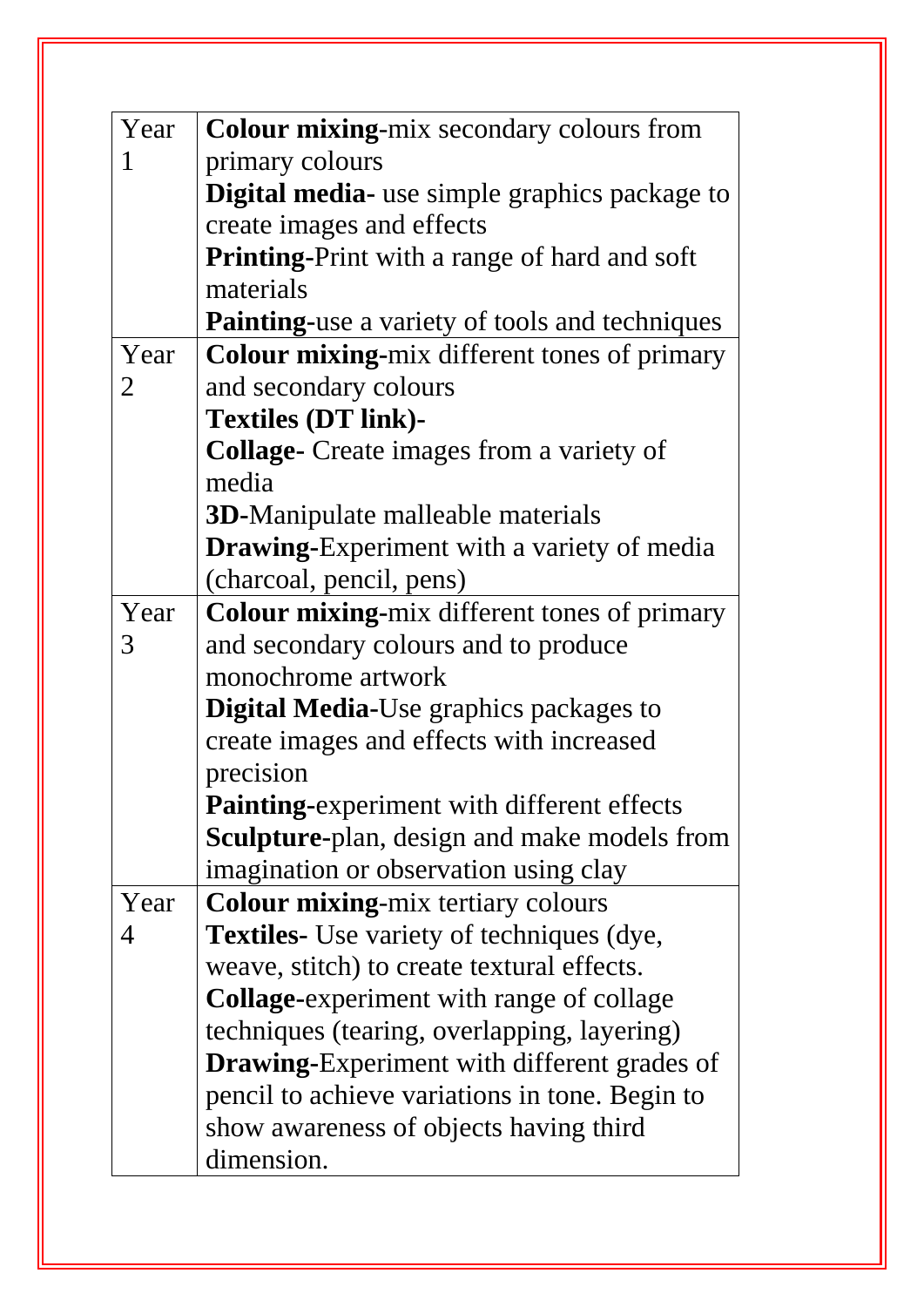| Year | |
|---|---|
| Year 1 | **Colour mixing**-mix secondary colours from primary colours<br>**Digital media-** use simple graphics package to create images and effects<br>**Printing-**Print with a range of hard and soft materials<br>**Painting-**use a variety of tools and techniques |
| Year 2 | **Colour mixing-**mix different tones of primary and secondary colours<br>**Textiles (DT link)-**<br>**Collage-** Create images from a variety of media<br>**3D**-Manipulate malleable materials<br>**Drawing**-Experiment with a variety of media (charcoal, pencil, pens) |
| Year 3 | **Colour mixing-**mix different tones of primary and secondary colours and to produce monochrome artwork<br>**Digital Media**-Use graphics packages to create images and effects with increased precision<br>**Painting-**experiment with different effects<br>**Sculpture-**plan, design and make models from imagination or observation using clay |
| Year 4 | **Colour mixing**-mix tertiary colours<br>**Textiles-** Use variety of techniques (dye, weave, stitch) to create textural effects.<br>**Collage-**experiment with range of collage techniques (tearing, overlapping, layering)<br>**Drawing**-Experiment with different grades of pencil to achieve variations in tone. Begin to show awareness of objects having third dimension. |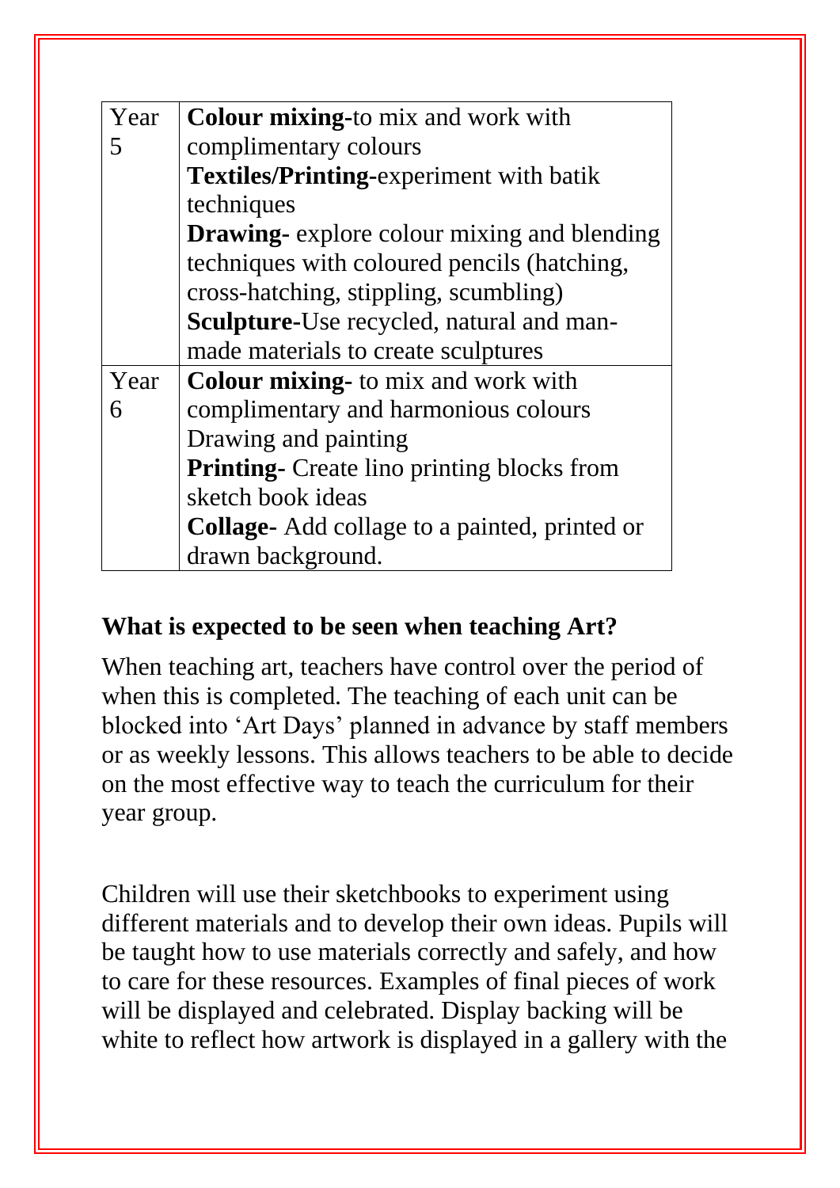| Year | |
|---|---|
| Year 5 | **Colour mixing-**to mix and work with complimentary colours<br>**Textiles/Printing-**experiment with batik techniques<br>**Drawing-** explore colour mixing and blending techniques with coloured pencils (hatching, cross-hatching, stippling, scumbling)<br>**Sculpture-**Use recycled, natural and man-made materials to create sculptures |
| Year 6 | **Colour mixing-** to mix and work with complimentary and harmonious colours<br>Drawing and painting<br>**Printing-** Create lino printing blocks from sketch book ideas<br>**Collage-** Add collage to a painted, printed or drawn background. |

**What is expected to be seen when teaching Art?**

When teaching art, teachers have control over the period of when this is completed. The teaching of each unit can be blocked into 'Art Days' planned in advance by staff members or as weekly lessons. This allows teachers to be able to decide on the most effective way to teach the curriculum for their year group.

Children will use their sketchbooks to experiment using different materials and to develop their own ideas. Pupils will be taught how to use materials correctly and safely, and how to care for these resources. Examples of final pieces of work will be displayed and celebrated. Display backing will be white to reflect how artwork is displayed in a gallery with the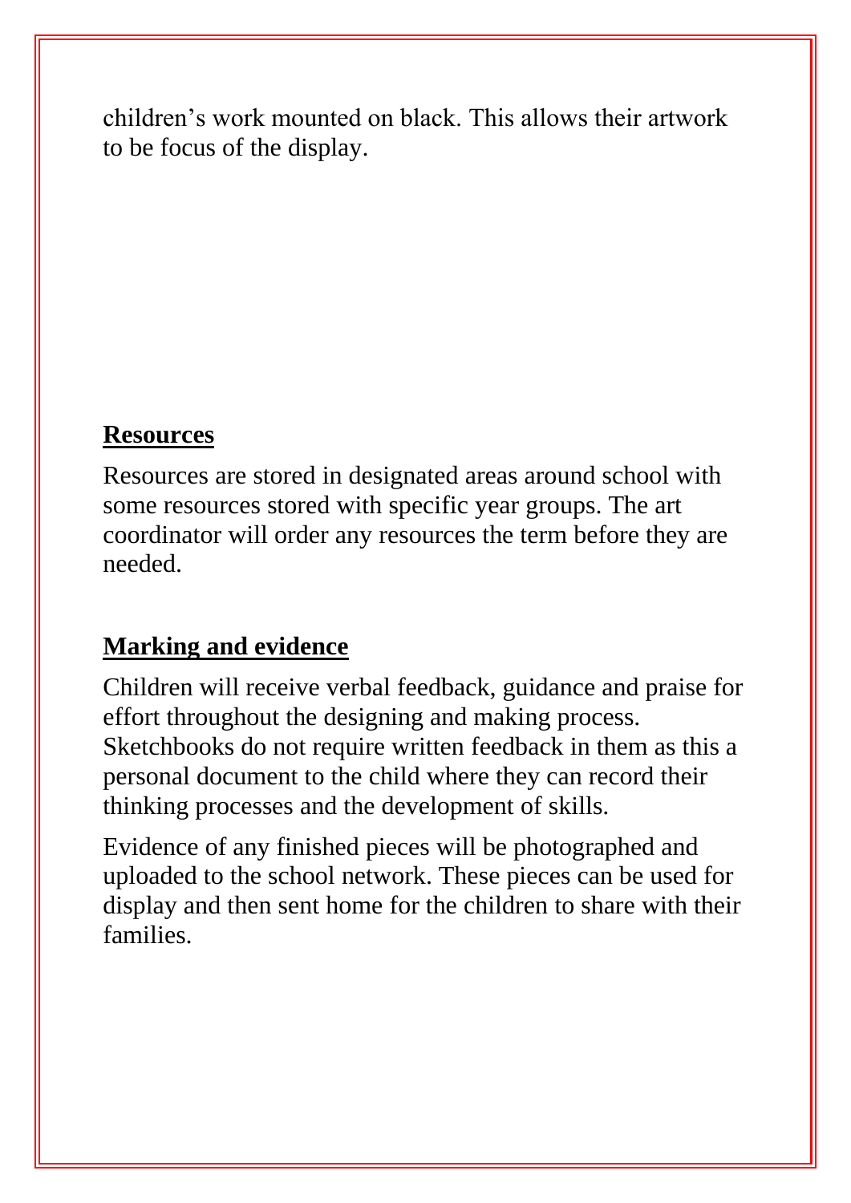children's work mounted on black. This allows their artwork to be focus of the display.

## Resources

Resources are stored in designated areas around school with some resources stored with specific year groups. The art coordinator will order any resources the term before they are needed.

## Marking and evidence

Children will receive verbal feedback, guidance and praise for effort throughout the designing and making process. Sketchbooks do not require written feedback in them as this a personal document to the child where they can record their thinking processes and the development of skills.

Evidence of any finished pieces will be photographed and uploaded to the school network. These pieces can be used for display and then sent home for the children to share with their families.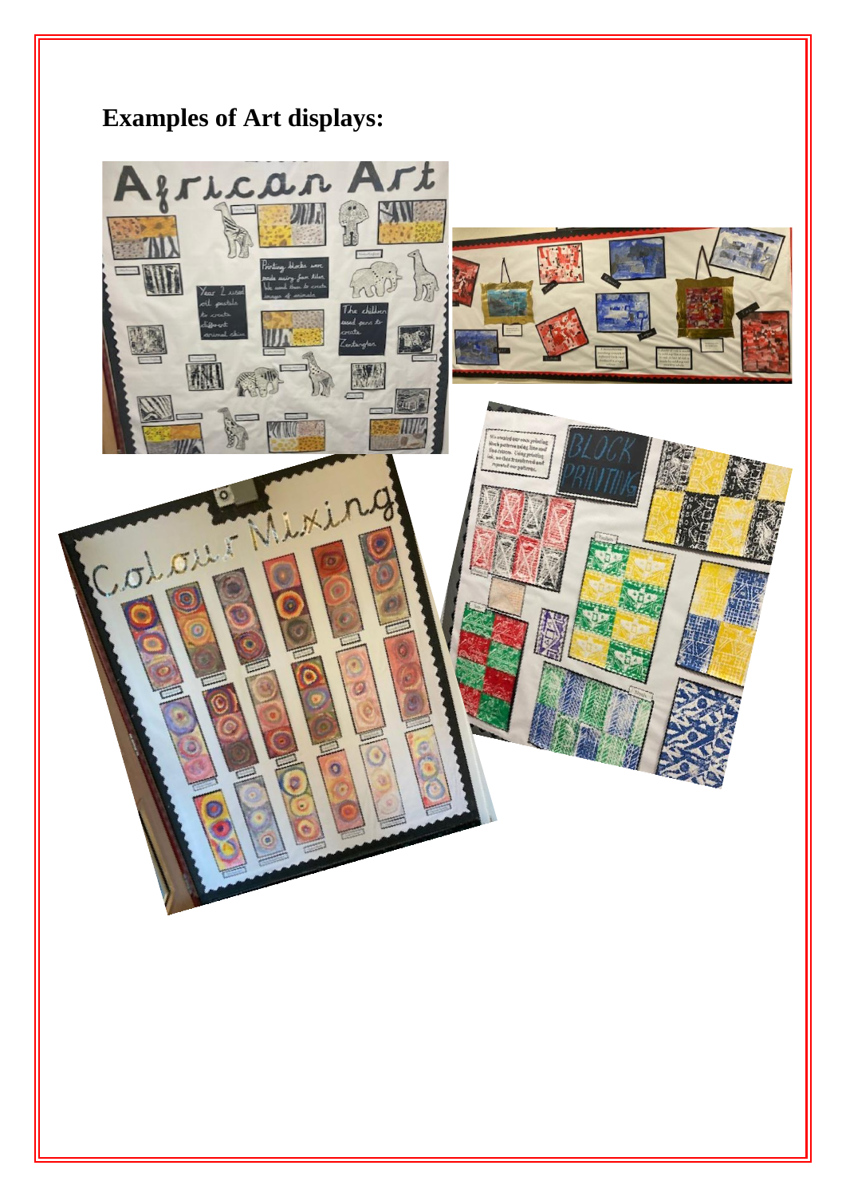**Examples of Art displays:**